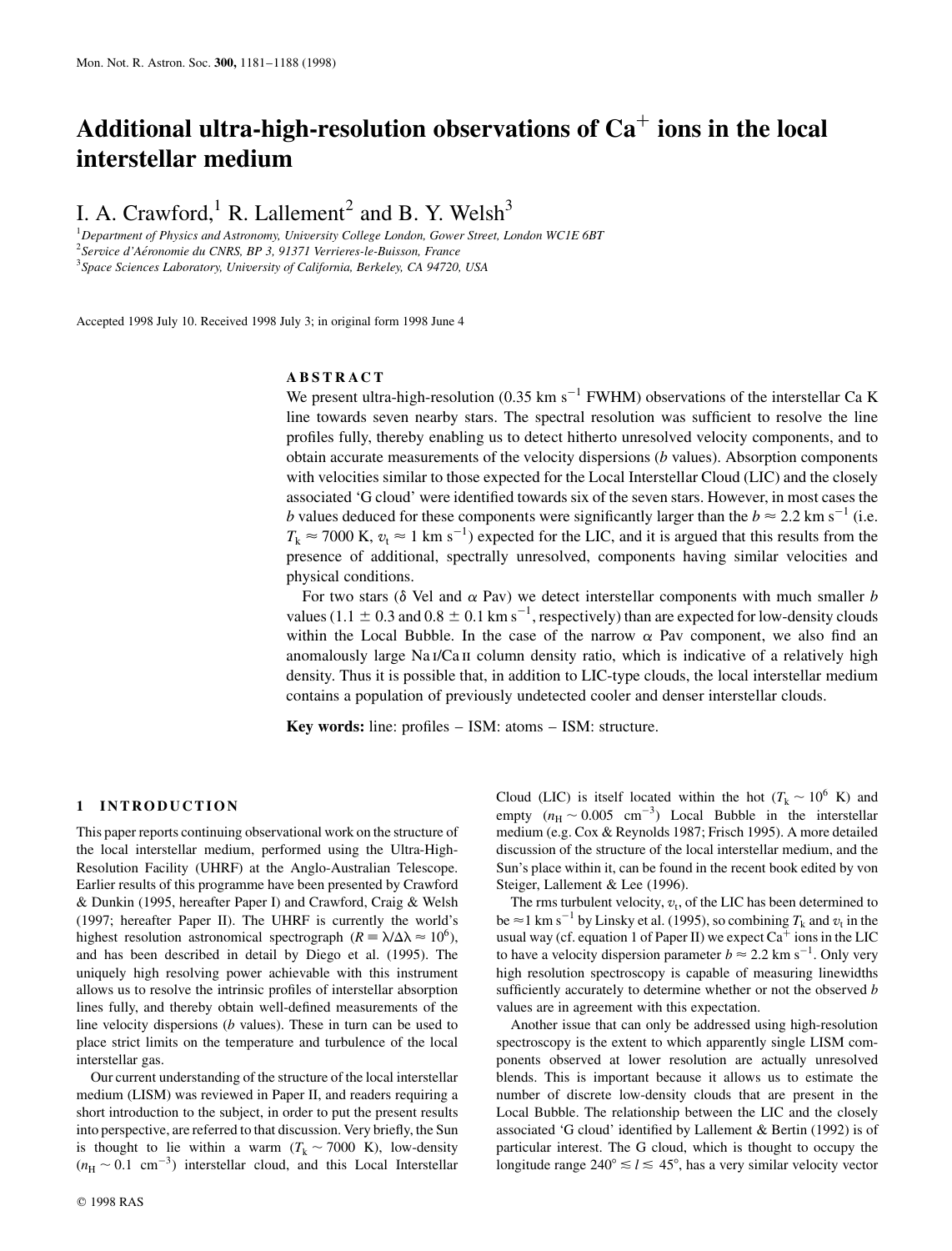# Additional ultra-high-resolution observations of $Ca^+$ ions in the local interstellar medium

I. A. Crawford,[1] R. Lallement[2] and B. Y. Welsh[3]

[1]Department of Physics and Astronomy, University College London, Gower Street, London WC1E 6BT
[2]Service d'Aéronomie du CNRS, BP 3, 91371 Verrieres-le-Buisson, France
[3]Space Sciences Laboratory, University of California, Berkeley, CA 94720, USA

Accepted 1998 July 10. Received 1998 July 3; in original form 1998 June 4

## ABSTRACT

We present ultra-high-resolution (0.35 km $s^{-1}$ FWHM) observations of the interstellar Ca K line towards seven nearby stars. The spectral resolution was sufficient to resolve the line profiles fully, thereby enabling us to detect hitherto unresolved velocity components, and to obtain accurate measurements of the velocity dispersions ($b$ values). Absorption components with velocities similar to those expected for the Local Interstellar Cloud (LIC) and the closely associated 'G cloud' were identified towards six of the seven stars. However, in most cases the $b$ values deduced for these components were significantly larger than the $b \approx 2.2$ km $s^{-1}$ (i.e. $T_k \approx 7000$ K, $v_t \approx 1$ km $s^{-1}$) expected for the LIC, and it is argued that this results from the presence of additional, spectrally unresolved, components having similar velocities and physical conditions.

For two stars ($\delta$ Vel and $\alpha$ Pav) we detect interstellar components with much smaller $b$ values ($1.1 \pm 0.3$ and $0.8 \pm 0.1$ km $s^{-1}$, respectively) than are expected for low-density clouds within the Local Bubble. In the case of the narrow $\alpha$ Pav component, we also find an anomalously large Na I/Ca II column density ratio, which is indicative of a relatively high density. Thus it is possible that, in addition to LIC-type clouds, the local interstellar medium contains a population of previously undetected cooler and denser interstellar clouds.

**Key words:** line: profiles – ISM: atoms – ISM: structure.

## 1 INTRODUCTION

This paper reports continuing observational work on the structure of the local interstellar medium, performed using the Ultra-High-Resolution Facility (UHRF) at the Anglo-Australian Telescope. Earlier results of this programme have been presented by Crawford & Dunkin (1995, hereafter Paper I) and Crawford, Craig & Welsh (1997; hereafter Paper II). The UHRF is currently the world's highest resolution astronomical spectrograph ($R \equiv \lambda/\Delta\lambda \approx 10^6$), and has been described in detail by Diego et al. (1995). The uniquely high resolving power achievable with this instrument allows us to resolve the intrinsic profiles of interstellar absorption lines fully, and thereby obtain well-defined measurements of the line velocity dispersions ($b$ values). These in turn can be used to place strict limits on the temperature and turbulence of the local interstellar gas.

Our current understanding of the structure of the local interstellar medium (LISM) was reviewed in Paper II, and readers requiring a short introduction to the subject, in order to put the present results into perspective, are referred to that discussion. Very briefly, the Sun is thought to lie within a warm ($T_k \sim 7000$ K), low-density ($n_H \sim 0.1$ $cm^{-3}$) interstellar cloud, and this Local Interstellar Cloud (LIC) is itself located within the hot ($T_k \sim 10^6$ K) and empty ($n_H \sim 0.005$ $cm^{-3}$) Local Bubble in the interstellar medium (e.g. Cox & Reynolds 1987; Frisch 1995). A more detailed discussion of the structure of the local interstellar medium, and the Sun's place within it, can be found in the recent book edited by von Steiger, Lallement & Lee (1996).

The rms turbulent velocity, $v_t$, of the LIC has been determined to be $\approx 1$ km $s^{-1}$ by Linsky et al. (1995), so combining $T_k$ and $v_t$ in the usual way (cf. equation 1 of Paper II) we expect $Ca^+$ ions in the LIC to have a velocity dispersion parameter $b \approx 2.2$ km $s^{-1}$. Only very high resolution spectroscopy is capable of measuring linewidths sufficiently accurately to determine whether or not the observed $b$ values are in agreement with this expectation.

Another issue that can only be addressed using high-resolution spectroscopy is the extent to which apparently single LISM components observed at lower resolution are actually unresolved blends. This is important because it allows us to estimate the number of discrete low-density clouds that are present in the Local Bubble. The relationship between the LIC and the closely associated 'G cloud' identified by Lallement & Bertin (1992) is of particular interest. The G cloud, which is thought to occupy the longitude range $240° \lesssim l \lesssim 45°$, has a very similar velocity vector

© 1998 RAS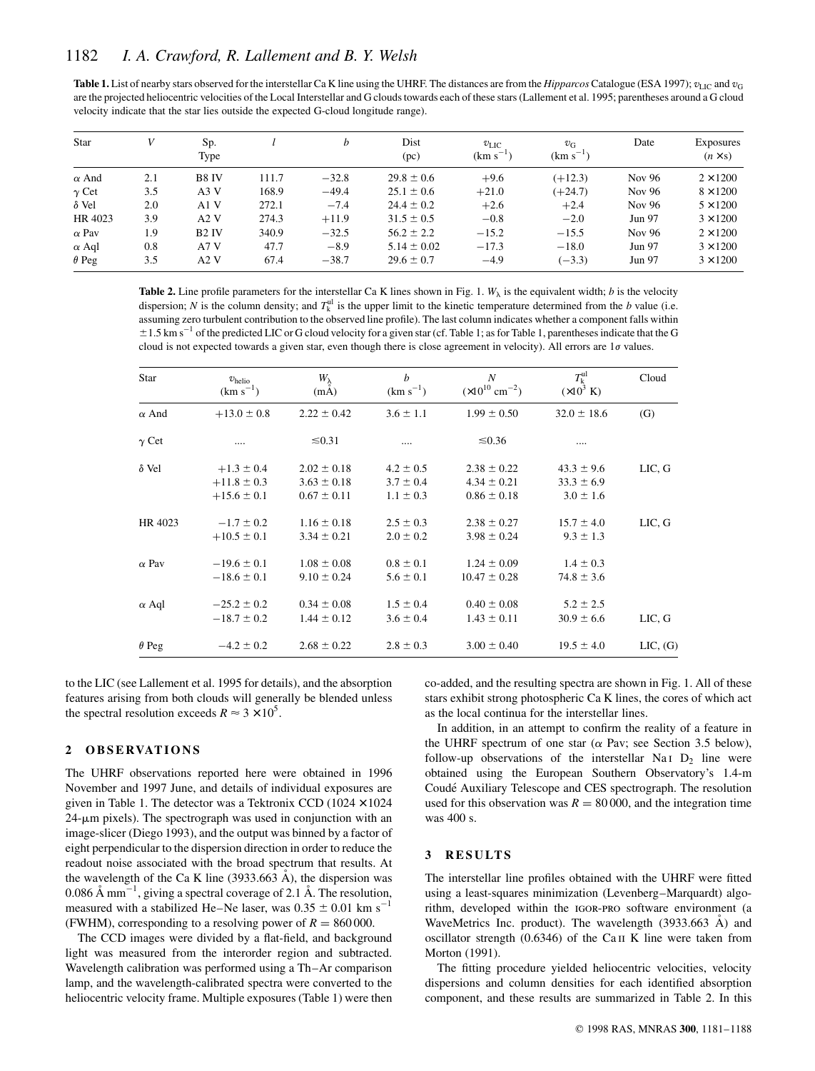**Table 1.** List of nearby stars observed for the interstellar Ca K line using the UHRF. The distances are from the *Hipparcos* Catalogue (ESA 1997); $v_{\rm LIC}$ and $v_{\rm G}$ are the projected heliocentric velocities of the Local Interstellar and G clouds towards each of these stars (Lallement et al. 1995; parentheses around a G cloud velocity indicate that the star lies outside the expected G-cloud longitude range).

| Star | $V$ | Sp. Type | $l$ | $b$ | Dist (pc) | $v_{\rm LIC}$ (km s$^{-1}$) | $v_{\rm G}$ (km s$^{-1}$) | Date | Exposures ($n \times$s) |
|---|---|---|---|---|---|---|---|---|---|
| $\alpha$ And | 2.1 | B8 IV | 111.7 | −32.8 | 29.8 ± 0.6 | +9.6 | (+12.3) | Nov 96 | 2 × 1200 |
| $\gamma$ Cet | 3.5 | A3 V | 168.9 | −49.4 | 25.1 ± 0.6 | +21.0 | (+24.7) | Nov 96 | 8 × 1200 |
| $\delta$ Vel | 2.0 | A1 V | 272.1 | −7.4 | 24.4 ± 0.2 | +2.6 | +2.4 | Nov 96 | 5 × 1200 |
| HR 4023 | 3.9 | A2 V | 274.3 | +11.9 | 31.5 ± 0.5 | −0.8 | −2.0 | Jun 97 | 3 × 1200 |
| $\alpha$ Pav | 1.9 | B2 IV | 340.9 | −32.5 | 56.2 ± 2.2 | −15.2 | −15.5 | Nov 96 | 2 × 1200 |
| $\alpha$ Aql | 0.8 | A7 V | 47.7 | −8.9 | 5.14 ± 0.02 | −17.3 | −18.0 | Jun 97 | 3 × 1200 |
| $\theta$ Peg | 3.5 | A2 V | 67.4 | −38.7 | 29.6 ± 0.7 | −4.9 | (−3.3) | Jun 97 | 3 × 1200 |

**Table 2.** Line profile parameters for the interstellar Ca K lines shown in Fig. 1. $W_\lambda$ is the equivalent width; $b$ is the velocity dispersion; $N$ is the column density; and $T_{\rm k}^{\rm ul}$ is the upper limit to the kinetic temperature determined from the $b$ value (i.e. assuming zero turbulent contribution to the observed line profile). The last column indicates whether a component falls within ±1.5 km s$^{-1}$ of the predicted LIC or G cloud velocity for a given star (cf. Table 1; as for Table 1, parentheses indicate that the G cloud is not expected towards a given star, even though there is close agreement in velocity). All errors are 1$\sigma$ values.

| Star | $v_{\rm helio}$ (km s$^{-1}$) | $W_\lambda$ (mÅ) | $b$ (km s$^{-1}$) | $N$ ($\times 10^{10}$ cm$^{-2}$) | $T_{\rm k}^{\rm ul}$ ($\times 10^3$ K) | Cloud |
|---|---|---|---|---|---|---|
| $\alpha$ And | +13.0 ± 0.8 | 2.22 ± 0.42 | 3.6 ± 1.1 | 1.99 ± 0.50 | 32.0 ± 18.6 | (G) |
| $\gamma$ Cet | .... | ≤0.31 | .... | ≤0.36 | .... | |
| $\delta$ Vel | +1.3 ± 0.4 | 2.02 ± 0.18 | 4.2 ± 0.5 | 2.38 ± 0.22 | 43.3 ± 9.6 | LIC, G |
| | +11.8 ± 0.3 | 3.63 ± 0.18 | 3.7 ± 0.4 | 4.34 ± 0.21 | 33.3 ± 6.9 | |
| | +15.6 ± 0.1 | 0.67 ± 0.11 | 1.1 ± 0.3 | 0.86 ± 0.18 | 3.0 ± 1.6 | |
| HR 4023 | −1.7 ± 0.2 | 1.16 ± 0.18 | 2.5 ± 0.3 | 2.38 ± 0.27 | 15.7 ± 4.0 | LIC, G |
| | +10.5 ± 0.1 | 3.34 ± 0.21 | 2.0 ± 0.2 | 3.98 ± 0.24 | 9.3 ± 1.3 | |
| $\alpha$ Pav | −19.6 ± 0.1 | 1.08 ± 0.08 | 0.8 ± 0.1 | 1.24 ± 0.09 | 1.4 ± 0.3 | |
| | −18.6 ± 0.1 | 9.10 ± 0.24 | 5.6 ± 0.1 | 10.47 ± 0.28 | 74.8 ± 3.6 | |
| $\alpha$ Aql | −25.2 ± 0.2 | 0.34 ± 0.08 | 1.5 ± 0.4 | 0.40 ± 0.08 | 5.2 ± 2.5 | |
| | −18.7 ± 0.2 | 1.44 ± 0.12 | 3.6 ± 0.4 | 1.43 ± 0.11 | 30.9 ± 6.6 | LIC, G |
| $\theta$ Peg | −4.2 ± 0.2 | 2.68 ± 0.22 | 2.8 ± 0.3 | 3.00 ± 0.40 | 19.5 ± 4.0 | LIC, (G) |

to the LIC (see Lallement et al. 1995 for details), and the absorption features arising from both clouds will generally be blended unless the spectral resolution exceeds $R \approx 3 \times 10^5$.

## 2 OBSERVATIONS

The UHRF observations reported here were obtained in 1996 November and 1997 June, and details of individual exposures are given in Table 1. The detector was a Tektronix CCD (1024 × 1024 24-µm pixels). The spectrograph was used in conjunction with an image-slicer (Diego 1993), and the output was binned by a factor of eight perpendicular to the dispersion direction in order to reduce the readout noise associated with the broad spectrum that results. At the wavelength of the Ca K line (3933.663 Å), the dispersion was 0.086 Å mm$^{-1}$, giving a spectral coverage of 2.1 Å. The resolution, measured with a stabilized He–Ne laser, was 0.35 ± 0.01 km s$^{-1}$ (FWHM), corresponding to a resolving power of $R = 860\,000$.

The CCD images were divided by a flat-field, and background light was measured from the interorder region and subtracted. Wavelength calibration was performed using a Th–Ar comparison lamp, and the wavelength-calibrated spectra were converted to the heliocentric velocity frame. Multiple exposures (Table 1) were then co-added, and the resulting spectra are shown in Fig. 1. All of these stars exhibit strong photospheric Ca K lines, the cores of which act as the local continua for the interstellar lines.

In addition, in an attempt to confirm the reality of a feature in the UHRF spectrum of one star ($\alpha$ Pav; see Section 3.5 below), follow-up observations of the interstellar Na I D$_2$ line were obtained using the European Southern Observatory's 1.4-m Coudé Auxiliary Telescope and CES spectrograph. The resolution used for this observation was $R = 80\,000$, and the integration time was 400 s.

## 3 RESULTS

The interstellar line profiles obtained with the UHRF were fitted using a least-squares minimization (Levenberg–Marquardt) algorithm, developed within the IGOR-PRO software environment (a WaveMetrics Inc. product). The wavelength (3933.663 Å) and oscillator strength (0.6346) of the Ca II K line were taken from Morton (1991).

The fitting procedure yielded heliocentric velocities, velocity dispersions and column densities for each identified absorption component, and these results are summarized in Table 2. In this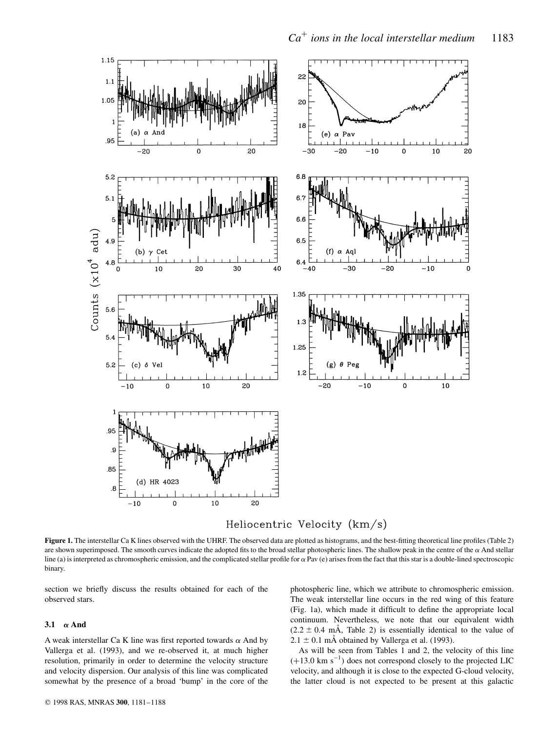**Figure 1.** The interstellar Ca K lines observed with the UHRF. The observed data are plotted as histograms, and the best-fitting theoretical line profiles (Table 2) are shown superimposed. The smooth curves indicate the adopted fits to the broad stellar photospheric lines. The shallow peak in the centre of the $\alpha$ And stellar line (a) is interpreted as chromospheric emission, and the complicated stellar profile for $\alpha$ Pav (e) arises from the fact that this star is a double-lined spectroscopic binary.

section we briefly discuss the results obtained for each of the observed stars.

### 3.1 $\alpha$ And

A weak interstellar Ca K line was first reported towards $\alpha$ And by Vallerga et al. (1993), and we re-observed it, at much higher resolution, primarily in order to determine the velocity structure and velocity dispersion. Our analysis of this line was complicated somewhat by the presence of a broad 'bump' in the core of the photospheric line, which we attribute to chromospheric emission. The weak interstellar line occurs in the red wing of this feature (Fig. 1a), which made it difficult to define the appropriate local continuum. Nevertheless, we note that our equivalent width ($2.2 \pm 0.4$ mÅ, Table 2) is essentially identical to the value of $2.1 \pm 0.1$ mÅ obtained by Vallerga et al. (1993).

As will be seen from Tables 1 and 2, the velocity of this line ($+13.0$ km s$^{-1}$) does not correspond closely to the projected LIC velocity, and although it is close to the expected G-cloud velocity, the latter cloud is not expected to be present at this galactic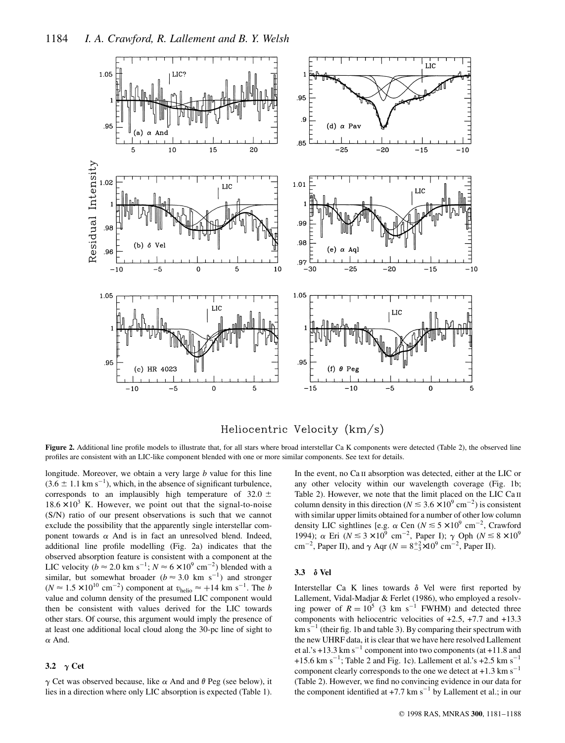**Figure 2.** Additional line profile models to illustrate that, for all stars where broad interstellar Ca K components were detected (Table 2), the observed line profiles are consistent with an LIC-like component blended with one or more similar components. See text for details.

longitude. Moreover, we obtain a very large $b$ value for this line ($3.6 \pm 1.1$ km s$^{-1}$), which, in the absence of significant turbulence, corresponds to an implausibly high temperature of $32.0 \pm 18.6 \times 10^3$ K. However, we point out that the signal-to-noise (S/N) ratio of our present observations is such that we cannot exclude the possibility that the apparently single interstellar component towards $\alpha$ And is in fact an unresolved blend. Indeed, additional line profile modelling (Fig. 2a) indicates that the observed absorption feature is consistent with a component at the LIC velocity ($b \approx 2.0$ km s$^{-1}$; $N \approx 6 \times 10^9$ cm$^{-2}$) blended with a similar, but somewhat broader ($b \approx 3.0$ km s$^{-1}$) and stronger ($N \approx 1.5 \times 10^{10}$ cm$^{-2}$) component at $v_{\rm helio} \approx +14$ km s$^{-1}$. The $b$ value and column density of the presumed LIC component would then be consistent with values derived for the LIC towards other stars. Of course, this argument would imply the presence of at least one additional local cloud along the 30-pc line of sight to $\alpha$ And.

### 3.2 $\gamma$ Cet

$\gamma$ Cet was observed because, like $\alpha$ And and $\theta$ Peg (see below), it lies in a direction where only LIC absorption is expected (Table 1). In the event, no Ca II absorption was detected, either at the LIC or any other velocity within our wavelength coverage (Fig. 1b; Table 2). However, we note that the limit placed on the LIC Ca II column density in this direction ($N \lesssim 3.6 \times 10^9$ cm$^{-2}$) is consistent with similar upper limits obtained for a number of other low column density LIC sightlines [e.g. $\alpha$ Cen ($N \lesssim 5 \times 10^9$ cm$^{-2}$, Crawford 1994); $\alpha$ Eri ($N \lesssim 3 \times 10^9$ cm$^{-2}$, Paper I); $\gamma$ Oph ($N \lesssim 8 \times 10^9$ cm$^{-2}$, Paper II), and $\gamma$ Aqr ($N = 8^{+2}_{-3} \times 10^9$ cm$^{-2}$, Paper II).

### 3.3 $\delta$ Vel

Interstellar Ca K lines towards $\delta$ Vel were first reported by Lallement, Vidal-Madjar & Ferlet (1986), who employed a resolving power of $R = 10^5$ (3 km s$^{-1}$ FWHM) and detected three components with heliocentric velocities of +2.5, +7.7 and +13.3 km s$^{-1}$ (their fig. 1b and table 3). By comparing their spectrum with the new UHRF data, it is clear that we have here resolved Lallement et al.'s +13.3 km s$^{-1}$ component into two components (at +11.8 and +15.6 km s$^{-1}$; Table 2 and Fig. 1c). Lallement et al.'s +2.5 km s$^{-1}$ component clearly corresponds to the one we detect at +1.3 km s$^{-1}$ (Table 2). However, we find no convincing evidence in our data for the component identified at +7.7 km s$^{-1}$ by Lallement et al.; in our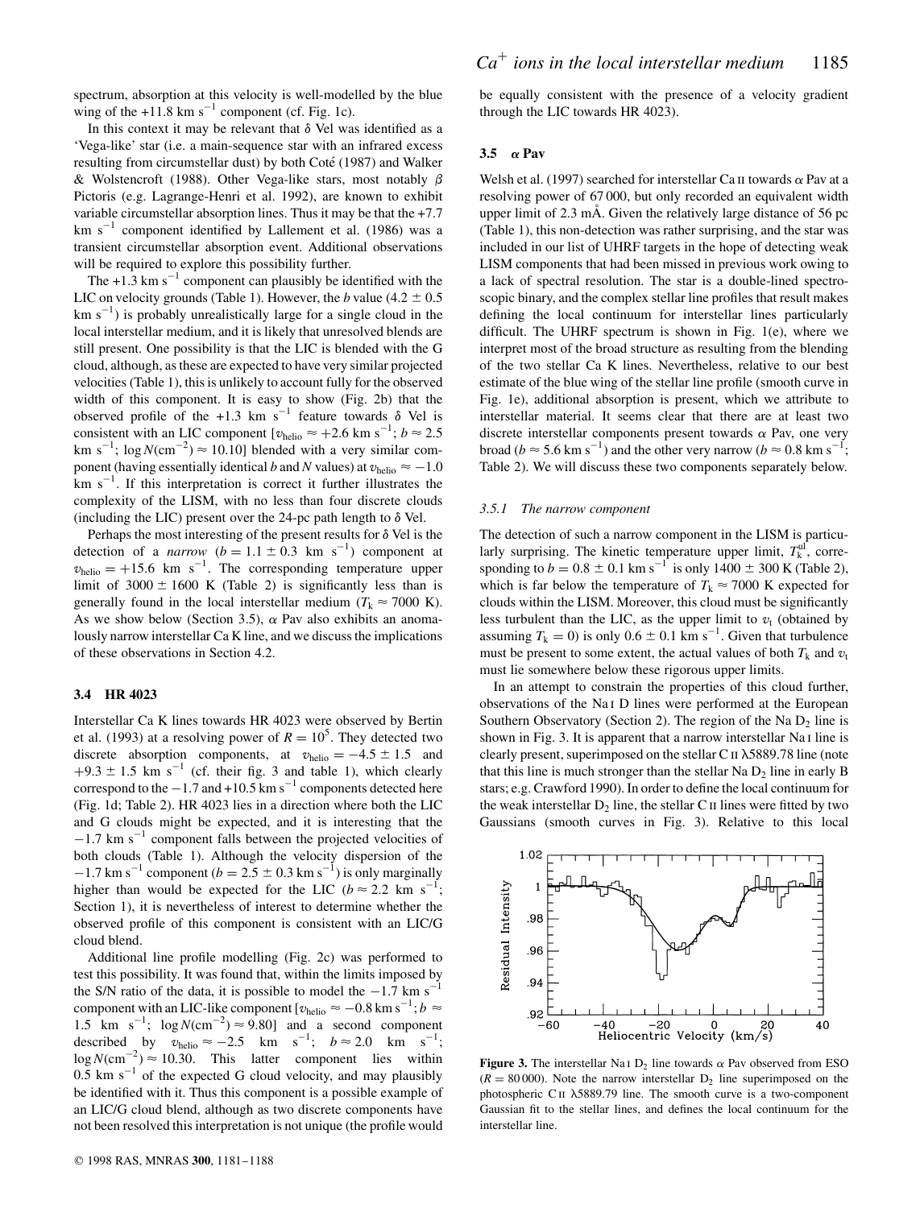spectrum, absorption at this velocity is well-modelled by the blue wing of the +11.8 km $s^{-1}$ component (cf. Fig. 1c).

In this context it may be relevant that δ Vel was identified as a 'Vega-like' star (i.e. a main-sequence star with an infrared excess resulting from circumstellar dust) by both Coté (1987) and Walker & Wolstencroft (1988). Other Vega-like stars, most notably β Pictoris (e.g. Lagrange-Henri et al. 1992), are known to exhibit variable circumstellar absorption lines. Thus it may be that the +7.7 km $s^{-1}$ component identified by Lallement et al. (1986) was a transient circumstellar absorption event. Additional observations will be required to explore this possibility further.

The +1.3 km $s^{-1}$ component can plausibly be identified with the LIC on velocity grounds (Table 1). However, the $b$ value (4.2 ± 0.5 km $s^{-1}$) is probably unrealistically large for a single cloud in the local interstellar medium, and it is likely that unresolved blends are still present. One possibility is that the LIC is blended with the G cloud, although, as these are expected to have very similar projected velocities (Table 1), this is unlikely to account fully for the observed width of this component. It is easy to show (Fig. 2b) that the observed profile of the +1.3 km $s^{-1}$ feature towards δ Vel is consistent with an LIC component [$v_{\rm helio} \approx +2.6$ km $s^{-1}$; $b \approx 2.5$ km $s^{-1}$; $\log N(\mathrm{cm}^{-2}) \approx 10.10$] blended with a very similar component (having essentially identical $b$ and $N$ values) at $v_{\rm helio} \approx -1.0$ km $s^{-1}$. If this interpretation is correct it further illustrates the complexity of the LISM, with no less than four discrete clouds (including the LIC) present over the 24-pc path length to δ Vel.

Perhaps the most interesting of the present results for δ Vel is the detection of a *narrow* ($b = 1.1 \pm 0.3$ km $s^{-1}$) component at $v_{\rm helio} = +15.6$ km $s^{-1}$. The corresponding temperature upper limit of 3000 ± 1600 K (Table 2) is significantly less than is generally found in the local interstellar medium ($T_{\rm k} \approx 7000$ K). As we show below (Section 3.5), α Pav also exhibits an anomalously narrow interstellar Ca K line, and we discuss the implications of these observations in Section 4.2.

### 3.4 HR 4023

Interstellar Ca K lines towards HR 4023 were observed by Bertin et al. (1993) at a resolving power of $R = 10^5$. They detected two discrete absorption components, at $v_{\rm helio} = -4.5 \pm 1.5$ and $+9.3 \pm 1.5$ km $s^{-1}$ (cf. their fig. 3 and table 1), which clearly correspond to the −1.7 and +10.5 km $s^{-1}$ components detected here (Fig. 1d; Table 2). HR 4023 lies in a direction where both the LIC and G clouds might be expected, and it is interesting that the −1.7 km $s^{-1}$ component falls between the projected velocities of both clouds (Table 1). Although the velocity dispersion of the −1.7 km $s^{-1}$ component ($b = 2.5 \pm 0.3$ km $s^{-1}$) is only marginally higher than would be expected for the LIC ($b \approx 2.2$ km $s^{-1}$; Section 1), it is nevertheless of interest to determine whether the observed profile of this component is consistent with an LIC/G cloud blend.

Additional line profile modelling (Fig. 2c) was performed to test this possibility. It was found that, within the limits imposed by the S/N ratio of the data, it is possible to model the −1.7 km $s^{-1}$ component with an LIC-like component [$v_{\rm helio} \approx -0.8$ km $s^{-1}$; $b \approx 1.5$ km $s^{-1}$; $\log N(\mathrm{cm}^{-2}) \approx 9.80$] and a second component described by $v_{\rm helio} \approx -2.5$ km $s^{-1}$; $b \approx 2.0$ km $s^{-1}$; $\log N(\mathrm{cm}^{-2}) \approx 10.30$. This latter component lies within 0.5 km $s^{-1}$ of the expected G cloud velocity, and may plausibly be identified with it. Thus this component is a possible example of an LIC/G cloud blend, although as two discrete components have not been resolved this interpretation is not unique (the profile would be equally consistent with the presence of a velocity gradient through the LIC towards HR 4023).

### 3.5 α Pav

Welsh et al. (1997) searched for interstellar Ca II towards α Pav at a resolving power of 67 000, but only recorded an equivalent width upper limit of 2.3 mÅ. Given the relatively large distance of 56 pc (Table 1), this non-detection was rather surprising, and the star was included in our list of UHRF targets in the hope of detecting weak LISM components that had been missed in previous work owing to a lack of spectral resolution. The star is a double-lined spectroscopic binary, and the complex stellar line profiles that result makes defining the local continuum for interstellar lines particularly difficult. The UHRF spectrum is shown in Fig. 1(e), where we interpret most of the broad structure as resulting from the blending of the two stellar Ca K lines. Nevertheless, relative to our best estimate of the blue wing of the stellar line profile (smooth curve in Fig. 1e), additional absorption is present, which we attribute to interstellar material. It seems clear that there are at least two discrete interstellar components present towards α Pav, one very broad ($b \approx 5.6$ km $s^{-1}$) and the other very narrow ($b \approx 0.8$ km $s^{-1}$; Table 2). We will discuss these two components separately below.

#### 3.5.1 The narrow component

The detection of such a narrow component in the LISM is particularly surprising. The kinetic temperature upper limit, $T_{\rm k}^{\rm ul}$, corresponding to $b = 0.8 \pm 0.1$ km $s^{-1}$ is only 1400 ± 300 K (Table 2), which is far below the temperature of $T_{\rm k} \approx 7000$ K expected for clouds within the LISM. Moreover, this cloud must be significantly less turbulent than the LIC, as the upper limit to $v_{\rm t}$ (obtained by assuming $T_{\rm k} = 0$) is only 0.6 ± 0.1 km $s^{-1}$. Given that turbulence must be present to some extent, the actual values of both $T_{\rm k}$ and $v_{\rm t}$ must lie somewhere below these rigorous upper limits.

In an attempt to constrain the properties of this cloud further, observations of the Na I D lines were performed at the European Southern Observatory (Section 2). The region of the Na $D_2$ line is shown in Fig. 3. It is apparent that a narrow interstellar Na I line is clearly present, superimposed on the stellar C II λ5889.78 line (note that this line is much stronger than the stellar Na $D_2$ line in early B stars; e.g. Crawford 1990). In order to define the local continuum for the weak interstellar $D_2$ line, the stellar C II lines were fitted by two Gaussians (smooth curves in Fig. 3). Relative to this local

**Figure 3.** The interstellar Na I $D_2$ line towards α Pav observed from ESO ($R = 80\,000$). Note the narrow interstellar $D_2$ line superimposed on the photospheric C II λ5889.79 line. The smooth curve is a two-component Gaussian fit to the stellar lines, and defines the local continuum for the interstellar line.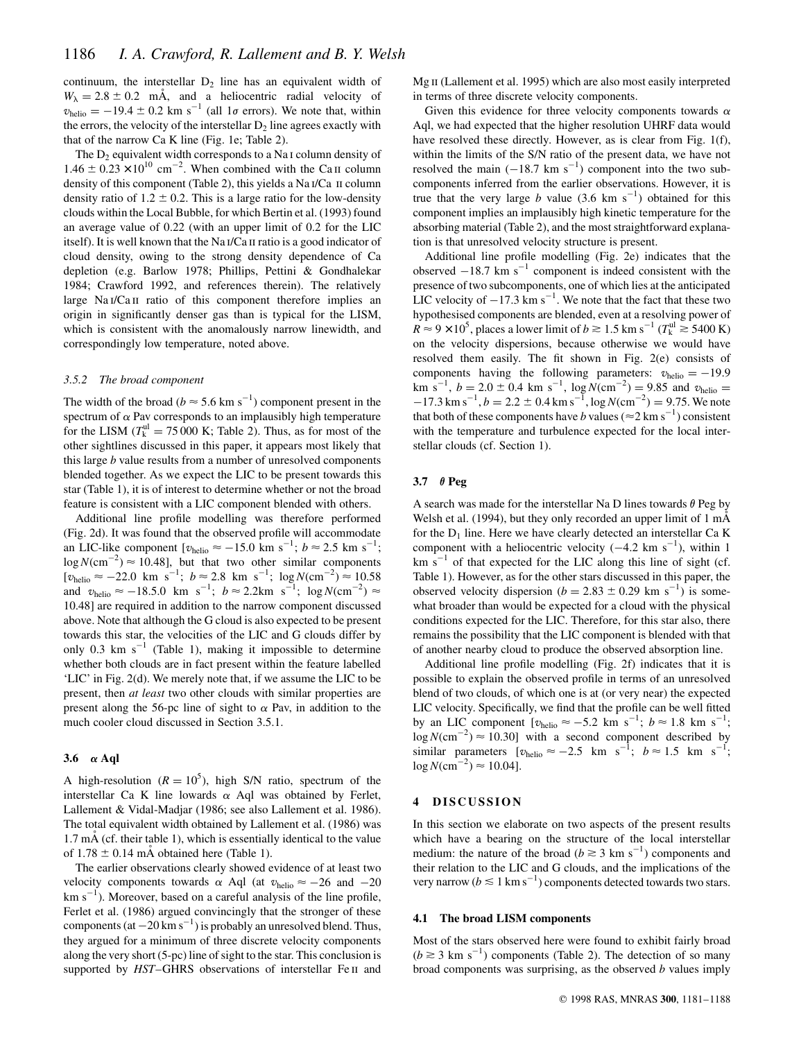continuum, the interstellar $D_2$ line has an equivalent width of $W_\lambda = 2.8 \pm 0.2$ mÅ, and a heliocentric radial velocity of $v_{\rm helio} = -19.4 \pm 0.2$ km s$^{-1}$ (all 1$\sigma$ errors). We note that, within the errors, the velocity of the interstellar $D_2$ line agrees exactly with that of the narrow Ca K line (Fig. 1e; Table 2).

The $D_2$ equivalent width corresponds to a Na I column density of $1.46 \pm 0.23 \times 10^{10}$ cm$^{-2}$. When combined with the Ca II column density of this component (Table 2), this yields a Na I/Ca II column density ratio of $1.2 \pm 0.2$. This is a large ratio for the low-density clouds within the Local Bubble, for which Bertin et al. (1993) found an average value of 0.22 (with an upper limit of 0.2 for the LIC itself). It is well known that the Na I/Ca II ratio is a good indicator of cloud density, owing to the strong density dependence of Ca depletion (e.g. Barlow 1978; Phillips, Pettini & Gondhalekar 1984; Crawford 1992, and references therein). The relatively large Na I/Ca II ratio of this component therefore implies an origin in significantly denser gas than is typical for the LISM, which is consistent with the anomalously narrow linewidth, and correspondingly low temperature, noted above.

#### 3.5.2 The broad component

The width of the broad ($b \approx 5.6$ km s$^{-1}$) component present in the spectrum of $\alpha$ Pav corresponds to an implausibly high temperature for the LISM ($T_{\rm k}^{\rm ul} = 75\,000$ K; Table 2). Thus, as for most of the other sightlines discussed in this paper, it appears most likely that this large $b$ value results from a number of unresolved components blended together. As we expect the LIC to be present towards this star (Table 1), it is of interest to determine whether or not the broad feature is consistent with a LIC component blended with others.

Additional line profile modelling was therefore performed (Fig. 2d). It was found that the observed profile will accommodate an LIC-like component [$v_{\rm helio} \approx -15.0$ km s$^{-1}$; $b \approx 2.5$ km s$^{-1}$; $\log N({\rm cm}^{-2}) \approx 10.48$], but that two other similar components [$v_{\rm helio} \approx -22.0$ km s$^{-1}$; $b \approx 2.8$ km s$^{-1}$; $\log N({\rm cm}^{-2}) \approx 10.58$ and $v_{\rm helio} \approx -18.5.0$ km s$^{-1}$; $b \approx 2.2$km s$^{-1}$; $\log N({\rm cm}^{-2}) \approx 10.48$] are required in addition to the narrow component discussed above. Note that although the G cloud is also expected to be present towards this star, the velocities of the LIC and G clouds differ by only 0.3 km s$^{-1}$ (Table 1), making it impossible to determine whether both clouds are in fact present within the feature labelled 'LIC' in Fig. 2(d). We merely note that, if we assume the LIC to be present, then *at least* two other clouds with similar properties are present along the 56-pc line of sight to $\alpha$ Pav, in addition to the much cooler cloud discussed in Section 3.5.1.

### 3.6 $\alpha$ Aql

A high-resolution ($R = 10^5$), high S/N ratio, spectrum of the interstellar Ca K line towards $\alpha$ Aql was obtained by Ferlet, Lallement & Vidal-Madjar (1986; see also Lallement et al. 1986). The total equivalent width obtained by Lallement et al. (1986) was 1.7 mÅ (cf. their table 1), which is essentially identical to the value of $1.78 \pm 0.14$ mÅ obtained here (Table 1).

The earlier observations clearly showed evidence of at least two velocity components towards $\alpha$ Aql (at $v_{\rm helio} \approx -26$ and $-20$ km s$^{-1}$). Moreover, based on a careful analysis of the line profile, Ferlet et al. (1986) argued convincingly that the stronger of these components (at $-20$ km s$^{-1}$) is probably an unresolved blend. Thus, they argued for a minimum of three discrete velocity components along the very short (5-pc) line of sight to the star. This conclusion is supported by *HST*–GHRS observations of interstellar Fe II and Mg II (Lallement et al. 1995) which are also most easily interpreted in terms of three discrete velocity components.

Given this evidence for three velocity components towards $\alpha$ Aql, we had expected that the higher resolution UHRF data would have resolved these directly. However, as is clear from Fig. 1(f), within the limits of the S/N ratio of the present data, we have not resolved the main ($-18.7$ km s$^{-1}$) component into the two subcomponents inferred from the earlier observations. However, it is true that the very large $b$ value (3.6 km s$^{-1}$) obtained for this component implies an implausibly high kinetic temperature for the absorbing material (Table 2), and the most straightforward explanation is that unresolved velocity structure is present.

Additional line profile modelling (Fig. 2e) indicates that the observed $-18.7$ km s$^{-1}$ component is indeed consistent with the presence of two subcomponents, one of which lies at the anticipated LIC velocity of $-17.3$ km s$^{-1}$. We note that the fact that these two hypothesised components are blended, even at a resolving power of $R \approx 9 \times 10^5$, places a lower limit of $b \gtrsim 1.5$ km s$^{-1}$ ($T_{\rm k}^{\rm ul} \gtrsim 5400$ K) on the velocity dispersions, because otherwise we would have resolved them easily. The fit shown in Fig. 2(e) consists of components having the following parameters: $v_{\rm helio} = -19.9$ km s$^{-1}$, $b = 2.0 \pm 0.4$ km s$^{-1}$, $\log N({\rm cm}^{-2}) = 9.85$ and $v_{\rm helio} = -17.3$ km s$^{-1}$, $b = 2.2 \pm 0.4$ km s$^{-1}$, $\log N({\rm cm}^{-2}) = 9.75$. We note that both of these components have $b$ values ($\approx 2$ km s$^{-1}$) consistent with the temperature and turbulence expected for the local interstellar clouds (cf. Section 1).

### 3.7 $\theta$ Peg

A search was made for the interstellar Na D lines towards $\theta$ Peg by Welsh et al. (1994), but they only recorded an upper limit of 1 mÅ for the $D_1$ line. Here we have clearly detected an interstellar Ca K component with a heliocentric velocity ($-4.2$ km s$^{-1}$), within 1 km s$^{-1}$ of that expected for the LIC along this line of sight (cf. Table 1). However, as for the other stars discussed in this paper, the observed velocity dispersion ($b = 2.83 \pm 0.29$ km s$^{-1}$) is somewhat broader than would be expected for a cloud with the physical conditions expected for the LIC. Therefore, for this star also, there remains the possibility that the LIC component is blended with that of another nearby cloud to produce the observed absorption line.

Additional line profile modelling (Fig. 2f) indicates that it is possible to explain the observed profile in terms of an unresolved blend of two clouds, of which one is at (or very near) the expected LIC velocity. Specifically, we find that the profile can be well fitted by an LIC component [$v_{\rm helio} \approx -5.2$ km s$^{-1}$; $b \approx 1.8$ km s$^{-1}$; $\log N({\rm cm}^{-2}) \approx 10.30$] with a second component described by similar parameters [$v_{\rm helio} \approx -2.5$ km s$^{-1}$; $b \approx 1.5$ km s$^{-1}$; $\log N({\rm cm}^{-2}) \approx 10.04$].

## 4 DISCUSSION

In this section we elaborate on two aspects of the present results which have a bearing on the structure of the local interstellar medium: the nature of the broad ($b \gtrsim 3$ km s$^{-1}$) components and their relation to the LIC and G clouds, and the implications of the very narrow ($b \lesssim 1$ km s$^{-1}$) components detected towards two stars.

### 4.1 The broad LISM components

Most of the stars observed here were found to exhibit fairly broad ($b \gtrsim 3$ km s$^{-1}$) components (Table 2). The detection of so many broad components was surprising, as the observed $b$ values imply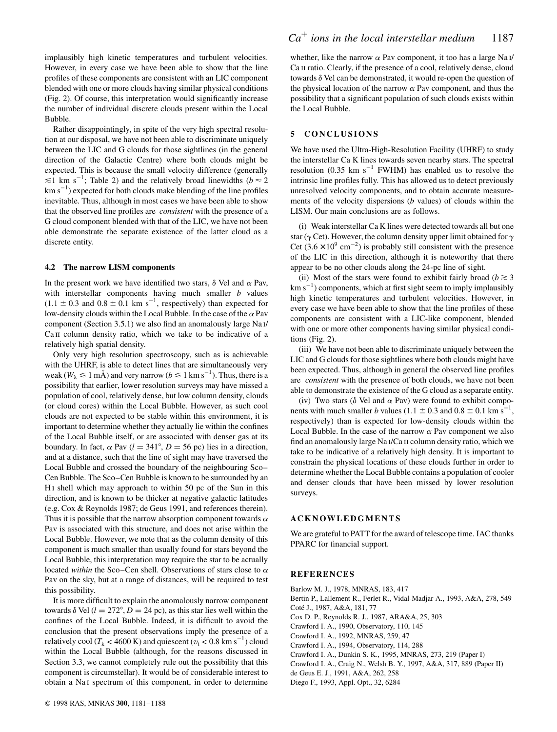implausibly high kinetic temperatures and turbulent velocities. However, in every case we have been able to show that the line profiles of these components are consistent with an LIC component blended with one or more clouds having similar physical conditions (Fig. 2). Of course, this interpretation would significantly increase the number of individual discrete clouds present within the Local Bubble.

Rather disappointingly, in spite of the very high spectral resolution at our disposal, we have not been able to discriminate uniquely between the LIC and G clouds for those sightlines (in the general direction of the Galactic Centre) where both clouds might be expected. This is because the small velocity difference (generally $\lesssim 1$ km s$^{-1}$; Table 2) and the relatively broad linewidths ($b \approx 2$ km s$^{-1}$) expected for both clouds make blending of the line profiles inevitable. Thus, although in most cases we have been able to show that the observed line profiles are *consistent* with the presence of a G cloud component blended with that of the LIC, we have not been able demonstrate the separate existence of the latter cloud as a discrete entity.

### 4.2 The narrow LISM components

In the present work we have identified two stars, $\delta$ Vel and $\alpha$ Pav, with interstellar components having much smaller $b$ values ($1.1 \pm 0.3$ and $0.8 \pm 0.1$ km s$^{-1}$, respectively) than expected for low-density clouds within the Local Bubble. In the case of the $\alpha$ Pav component (Section 3.5.1) we also find an anomalously large Na I/Ca II column density ratio, which we take to be indicative of a relatively high spatial density.

Only very high resolution spectroscopy, such as is achievable with the UHRF, is able to detect lines that are simultaneously very weak ($W_\lambda \lesssim 1$ mÅ) and very narrow ($b \lesssim 1$ km s$^{-1}$). Thus, there is a possibility that earlier, lower resolution surveys may have missed a population of cool, relatively dense, but low column density, clouds (or cloud cores) within the Local Bubble. However, as such cool clouds are not expected to be stable within this environment, it is important to determine whether they actually lie within the confines of the Local Bubble itself, or are associated with denser gas at its boundary. In fact, $\alpha$ Pav ($l = 341°$, $D = 56$ pc) lies in a direction, and at a distance, such that the line of sight may have traversed the Local Bubble and crossed the boundary of the neighbouring Sco–Cen Bubble. The Sco–Cen Bubble is known to be surrounded by an H I shell which may approach to within 50 pc of the Sun in this direction, and is known to be thicker at negative galactic latitudes (e.g. Cox & Reynolds 1987; de Geus 1991, and references therein). Thus it is possible that the narrow absorption component towards $\alpha$ Pav is associated with this structure, and does not arise within the Local Bubble. However, we note that as the column density of this component is much smaller than usually found for stars beyond the Local Bubble, this interpretation may require the star to be actually located *within* the Sco–Cen shell. Observations of stars close to $\alpha$ Pav on the sky, but at a range of distances, will be required to test this possibility.

It is more difficult to explain the anomalously narrow component towards $\delta$ Vel ($l = 272°$, $D = 24$ pc), as this star lies well within the confines of the Local Bubble. Indeed, it is difficult to avoid the conclusion that the present observations imply the presence of a relatively cool ($T_k < 4600$ K) and quiescent ($v_t < 0.8$ km s$^{-1}$) cloud within the Local Bubble (although, for the reasons discussed in Section 3.3, we cannot completely rule out the possibility that this component is circumstellar). It would be of considerable interest to obtain a Na I spectrum of this component, in order to determine whether, like the narrow $\alpha$ Pav component, it too has a large Na I/Ca II ratio. Clearly, if the presence of a cool, relatively dense, cloud towards $\delta$ Vel can be demonstrated, it would re-open the question of the physical location of the narrow $\alpha$ Pav component, and thus the possibility that a significant population of such clouds exists within the Local Bubble.

## 5 CONCLUSIONS

We have used the Ultra-High-Resolution Facility (UHRF) to study the interstellar Ca K lines towards seven nearby stars. The spectral resolution (0.35 km s$^{-1}$ FWHM) has enabled us to resolve the intrinsic line profiles fully. This has allowed us to detect previously unresolved velocity components, and to obtain accurate measurements of the velocity dispersions ($b$ values) of clouds within the LISM. Our main conclusions are as follows.

(i) Weak interstellar Ca K lines were detected towards all but one star ($\gamma$ Cet). However, the column density upper limit obtained for $\gamma$ Cet ($3.6 \times 10^9$ cm$^{-2}$) is probably still consistent with the presence of the LIC in this direction, although it is noteworthy that there appear to be no other clouds along the 24-pc line of sight.

(ii) Most of the stars were found to exhibit fairly broad ($b \gtrsim 3$ km s$^{-1}$) components, which at first sight seem to imply implausibly high kinetic temperatures and turbulent velocities. However, in every case we have been able to show that the line profiles of these components are consistent with a LIC-like component, blended with one or more other components having similar physical conditions (Fig. 2).

(iii) We have not been able to discriminate uniquely between the LIC and G clouds for those sightlines where both clouds might have been expected. Thus, although in general the observed line profiles are *consistent* with the presence of both clouds, we have not been able to demonstrate the existence of the G cloud as a separate entity.

(iv) Two stars ($\delta$ Vel and $\alpha$ Pav) were found to exhibit components with much smaller $b$ values ($1.1 \pm 0.3$ and $0.8 \pm 0.1$ km s$^{-1}$, respectively) than is expected for low-density clouds within the Local Bubble. In the case of the narrow $\alpha$ Pav component we also find an anomalously large Na I/Ca II column density ratio, which we take to be indicative of a relatively high density. It is important to constrain the physical locations of these clouds further in order to determine whether the Local Bubble contains a population of cooler and denser clouds that have been missed by lower resolution surveys.

## ACKNOWLEDGMENTS

We are grateful to PATT for the award of telescope time. IAC thanks PPARC for financial support.

## REFERENCES

Barlow M. J., 1978, MNRAS, 183, 417

Bertin P., Lallement R., Ferlet R., Vidal-Madjar A., 1993, A&A, 278, 549

Coté J., 1987, A&A, 181, 77

Cox D. P., Reynolds R. J., 1987, ARA&A, 25, 303

Crawford I. A., 1990, Observatory, 110, 145

Crawford I. A., 1992, MNRAS, 259, 47

Crawford I. A., 1994, Observatory, 114, 288

Crawford I. A., Dunkin S. K., 1995, MNRAS, 273, 219 (Paper I)

Crawford I. A., Craig N., Welsh B. Y., 1997, A&A, 317, 889 (Paper II)

de Geus E. J., 1991, A&A, 262, 258

Diego F., 1993, Appl. Opt., 32, 6284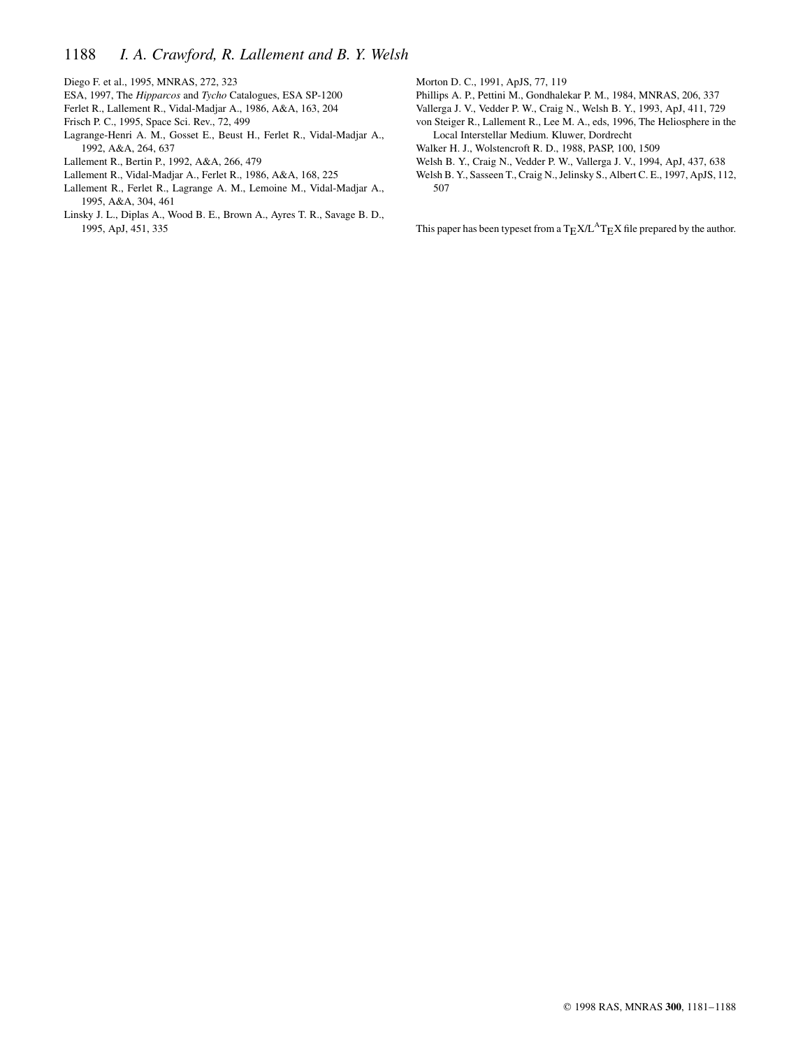Diego F. et al., 1995, MNRAS, 272, 323

ESA, 1997, The *Hipparcos* and *Tycho* Catalogues, ESA SP-1200

Ferlet R., Lallement R., Vidal-Madjar A., 1986, A&A, 163, 204

Frisch P. C., 1995, Space Sci. Rev., 72, 499

Lagrange-Henri A. M., Gosset E., Beust H., Ferlet R., Vidal-Madjar A., 1992, A&A, 264, 637

Lallement R., Bertin P., 1992, A&A, 266, 479

Lallement R., Vidal-Madjar A., Ferlet R., 1986, A&A, 168, 225

Lallement R., Ferlet R., Lagrange A. M., Lemoine M., Vidal-Madjar A., 1995, A&A, 304, 461

Linsky J. L., Diplas A., Wood B. E., Brown A., Ayres T. R., Savage B. D., 1995, ApJ, 451, 335

Morton D. C., 1991, ApJS, 77, 119

Phillips A. P., Pettini M., Gondhalekar P. M., 1984, MNRAS, 206, 337

Vallerga J. V., Vedder P. W., Craig N., Welsh B. Y., 1993, ApJ, 411, 729

von Steiger R., Lallement R., Lee M. A., eds, 1996, The Heliosphere in the Local Interstellar Medium. Kluwer, Dordrecht

Walker H. J., Wolstencroft R. D., 1988, PASP, 100, 1509

Welsh B. Y., Craig N., Vedder P. W., Vallerga J. V., 1994, ApJ, 437, 638

Welsh B. Y., Sasseen T., Craig N., Jelinsky S., Albert C. E., 1997, ApJS, 112, 507

This paper has been typeset from a TEX/LATEX file prepared by the author.